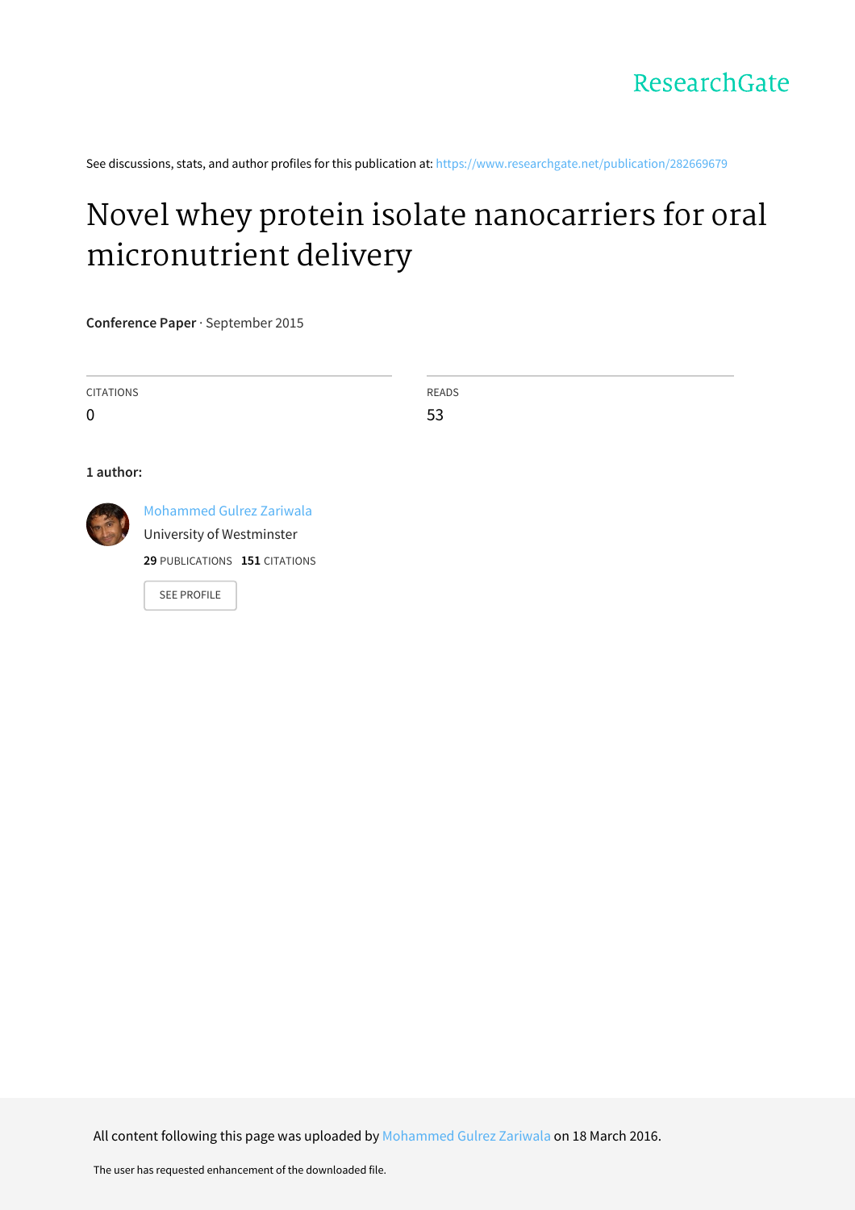ResearchGate

See discussions, stats, and author profiles for this publication at: https://www.researchgate.net/publication/282669679

# Novel whey protein isolate nanocarriers for oral micronutrient delivery

**Conference Paper** · September 2015

| CITATIONS | READS |
| --- | --- |
| 0 | 53 |

**1 author:**

Mohammed Gulrez Zariwala
University of Westminster
**29** PUBLICATIONS **151** CITATIONS

SEE PROFILE

All content following this page was uploaded by Mohammed Gulrez Zariwala on 18 March 2016.

The user has requested enhancement of the downloaded file.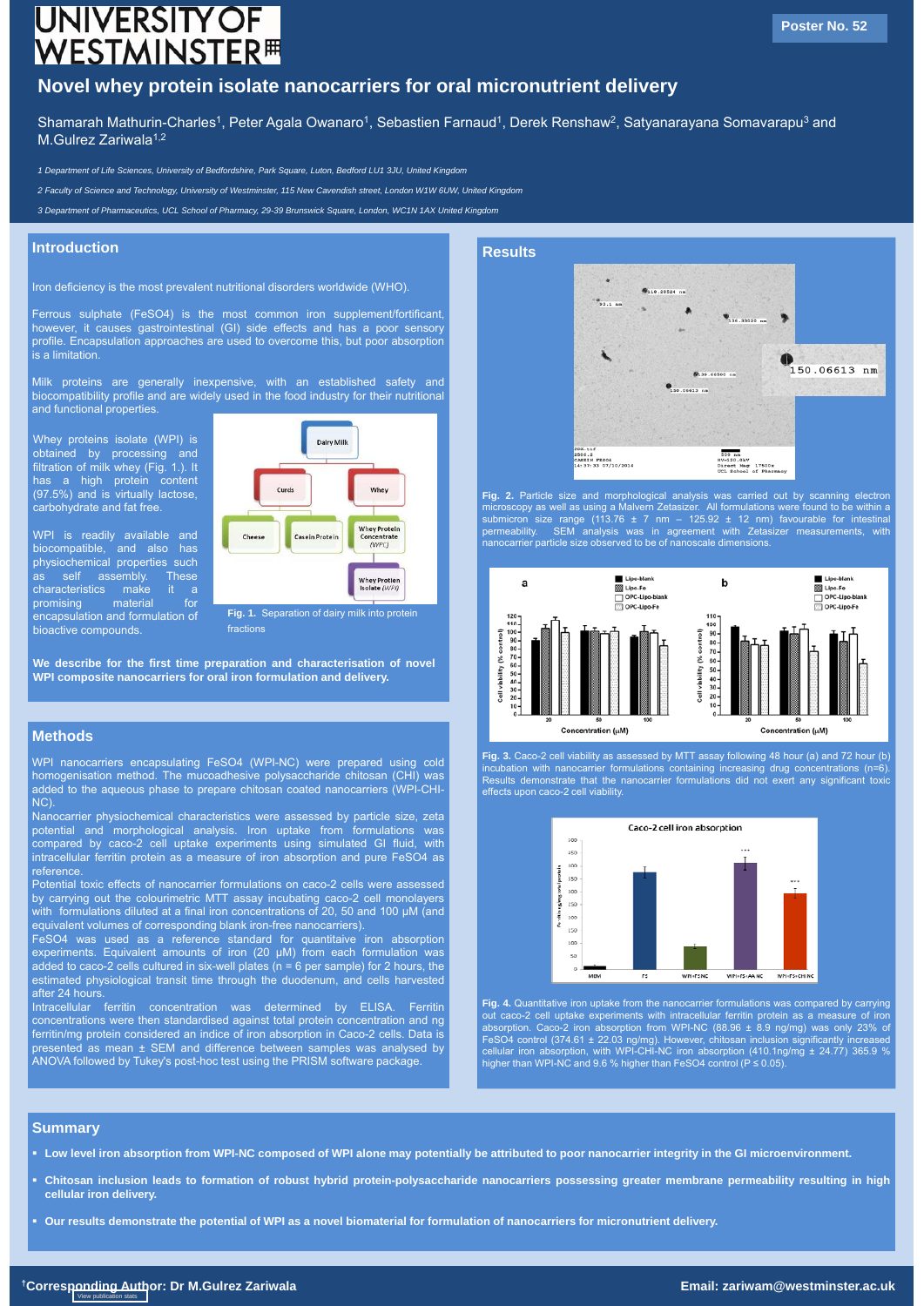Poster No. 52

# Novel whey protein isolate nanocarriers for oral micronutrient delivery

Shamarah Mathurin-Charles[1], Peter Agala Owanaro[1], Sebastien Farnaud[1], Derek Renshaw[2], Satyanarayana Somavarapu[3] and M.Gulrez Zariwala[1,2]

*1 Department of Life Sciences, University of Bedfordshire, Park Square, Luton, Bedford LU1 3JU, United Kingdom*

*2 Faculty of Science and Technology, University of Westminster, 115 New Cavendish street, London W1W 6UW, United Kingdom*

*3 Department of Pharmaceutics, UCL School of Pharmacy, 29-39 Brunswick Square, London, WC1N 1AX United Kingdom*

## Introduction

Iron deficiency is the most prevalent nutritional disorders worldwide (WHO).

Ferrous sulphate ($FeSO_4$) is the most common iron supplement/fortificant, however, it causes gastrointestinal (GI) side effects and has a poor sensory profile. Encapsulation approaches are used to overcome this, but poor absorption is a limitation.

Milk proteins are generally inexpensive, with an established safety and biocompatibility profile and are widely used in the food industry for their nutritional and functional properties.

Whey proteins isolate (WPI) is obtained by processing and filtration of milk whey (Fig. 1.). It has a high protein content (97.5%) and is virtually lactose, carbohydrate and fat free.

WPI is readily available and biocompatible, and also has physiochemical properties such as self assembly. These characteristics make it a promising material for encapsulation and formulation of bioactive compounds.

Dairy Milk
Curds
Whey
Cheese
Casein Protein
Whey Protein Concentrate (WPC)
Whey Protein Isolate (WPI)

**Fig. 1.** Separation of dairy milk into protein fractions

**We describe for the first time preparation and characterisation of novel WPI composite nanocarriers for oral iron formulation and delivery.**

## Methods

WPI nanocarriers encapsulating $FeSO_4$ (WPI-NC) were prepared using cold homogenisation method. The mucoadhesive polysaccharide chitosan (CHI) was added to the aqueous phase to prepare chitosan coated nanocarriers (WPI-CHI-NC).

Nanocarrier physiochemical characteristics were assessed by particle size, zeta potential and morphological analysis. Iron uptake from formulations was compared by caco-2 cell uptake experiments using simulated GI fluid, with intracellular ferritin protein as a measure of iron absorption and pure $FeSO_4$ as reference.

Potential toxic effects of nanocarrier formulations on caco-2 cells were assessed by carrying out the colourimetric MTT assay incubating caco-2 cell monolayers with formulations diluted at a final iron concentrations of 20, 50 and 100 μM (and equivalent volumes of corresponding blank iron-free nanocarriers).

$FeSO_4$ was used as a reference standard for quantitaive iron absorption experiments. Equivalent amounts of iron (20 μM) from each formulation was added to caco-2 cells cultured in six-well plates (n = 6 per sample) for 2 hours, the estimated physiological transit time through the duodenum, and cells harvested after 24 hours.

Intracellular ferritin concentration was determined by ELISA. Ferritin concentrations were then standardised against total protein concentration and ng ferritin/mg protein considered an indice of iron absorption in Caco-2 cells. Data is presented as mean ± SEM and difference between samples was analysed by ANOVA followed by Tukey's post-hoc test using the PRISM software package.

## Results

110.28524 nm
93.1 nm
136.33020 nm
139.66560 nm
150.06613 nm
500 nm
HV=120.0kV
Direct Mag: 17500x
UCL School of Pharmacy

**Fig. 2.** Particle size and morphological analysis was carried out by scanning electron microscopy as well as using a Malvern Zetasizer. All formulations were found to be within a submicron size range (113.76 ± 7 nm – 125.92 ± 12 nm) favourable for intestinal permeability. SEM analysis was in agreement with Zetasizer measurements, with nanocarrier particle size observed to be of nanoscale dimensions.

a
b
Lipo-blank
Lipo-Fe
OPC-Lipo-blank
OPC-Lipo-Fe
Cell viability (% control)
Concentration (μM)
20
50
100

**Fig. 3.** Caco-2 cell viability as assessed by MTT assay following 48 hour (a) and 72 hour (b) incubation with nanocarrier formulations containing increasing drug concentrations (n=6). Results demonstrate that the nanocarrier formulations did not exert any significant toxic effects upon caco-2 cell viability.

Caco-2 cell iron absorption
MEM
FS
WPI-FS NC
WPI-FS-AA NC
WPI-FS-CHI NC

**Fig. 4.** Quantitative iron uptake from the nanocarrier formulations was compared by carrying out caco-2 cell uptake experiments with intracellular ferritin protein as a measure of iron absorption. Caco-2 iron absorption from WPI-NC (88.96 ± 8.9 ng/mg) was only 23% of $FeSO_4$ control (374.61 ± 22.03 ng/mg). However, chitosan inclusion significantly increased cellular iron absorption, with WPI-CHI-NC iron absorption (410.1ng/mg ± 24.77) 365.9 % higher than WPI-NC and 9.6 % higher than $FeSO_4$ control ($P \leq 0.05$).

## Summary

- **Low level iron absorption from WPI-NC composed of WPI alone may potentially be attributed to poor nanocarrier integrity in the GI microenvironment.**
- **Chitosan inclusion leads to formation of robust hybrid protein-polysaccharide nanocarriers possessing greater membrane permeability resulting in high cellular iron delivery.**
- **Our results demonstrate the potential of WPI as a novel biomaterial for formulation of nanocarriers for micronutrient delivery.**

**†Corresponding Author: Dr M.Gulrez Zariwala**

**Email: zariwam@westminster.ac.uk**